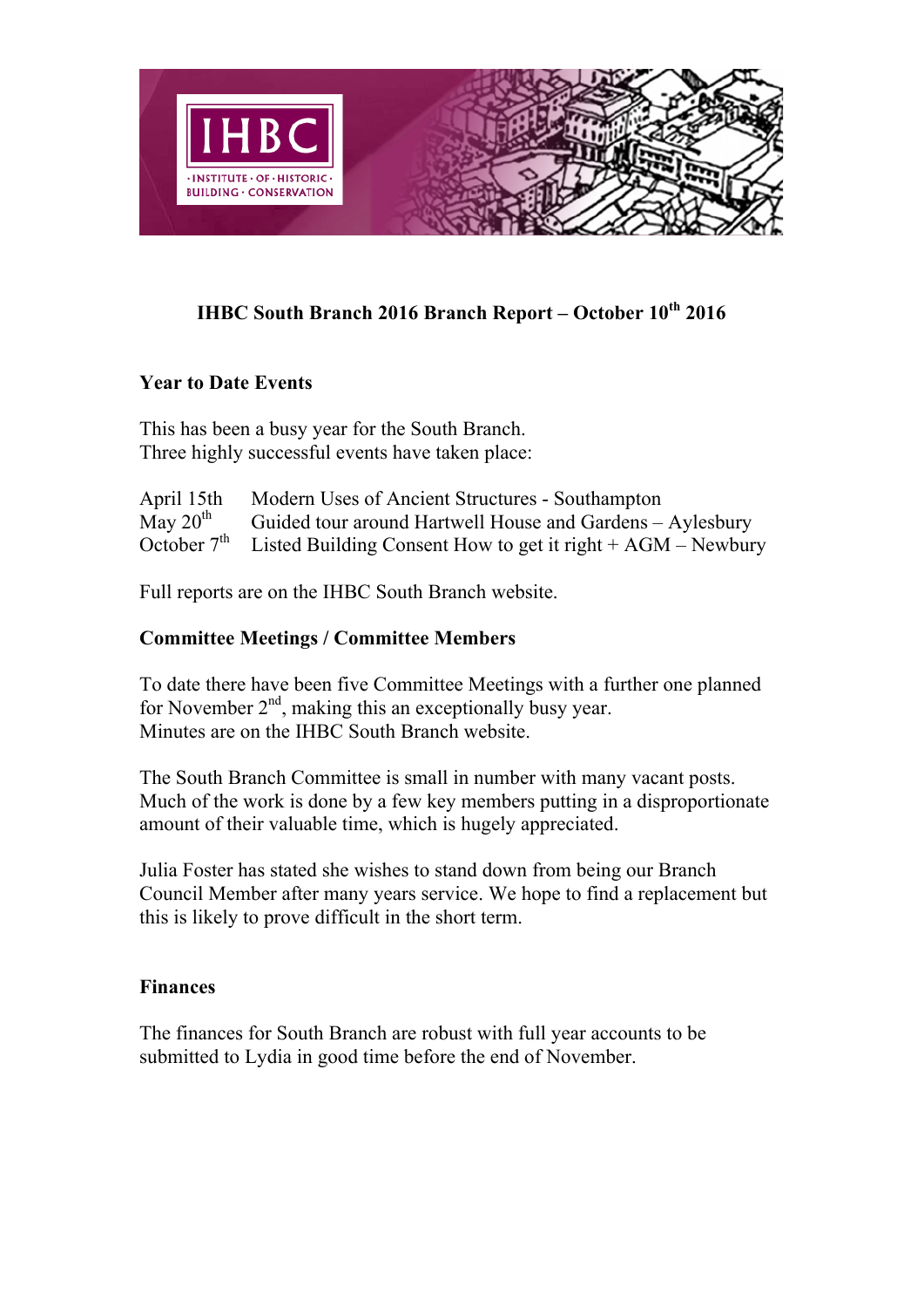# IHBC South Branch 2016 Branch Report – October 10th 2016

## Year to Date Events

This has been a busy year for the South Branch.
Three highly successful events have taken place:

| | |
|---|---|
| April 15th | Modern Uses of Ancient Structures - Southampton |
| May 20th | Guided tour around Hartwell House and Gardens – Aylesbury |
| October 7th | Listed Building Consent How to get it right + AGM – Newbury |

Full reports are on the IHBC South Branch website.

## Committee Meetings / Committee Members

To date there have been five Committee Meetings with a further one planned for November 2nd, making this an exceptionally busy year.
Minutes are on the IHBC South Branch website.

The South Branch Committee is small in number with many vacant posts. Much of the work is done by a few key members putting in a disproportionate amount of their valuable time, which is hugely appreciated.

Julia Foster has stated she wishes to stand down from being our Branch Council Member after many years service. We hope to find a replacement but this is likely to prove difficult in the short term.

## Finances

The finances for South Branch are robust with full year accounts to be submitted to Lydia in good time before the end of November.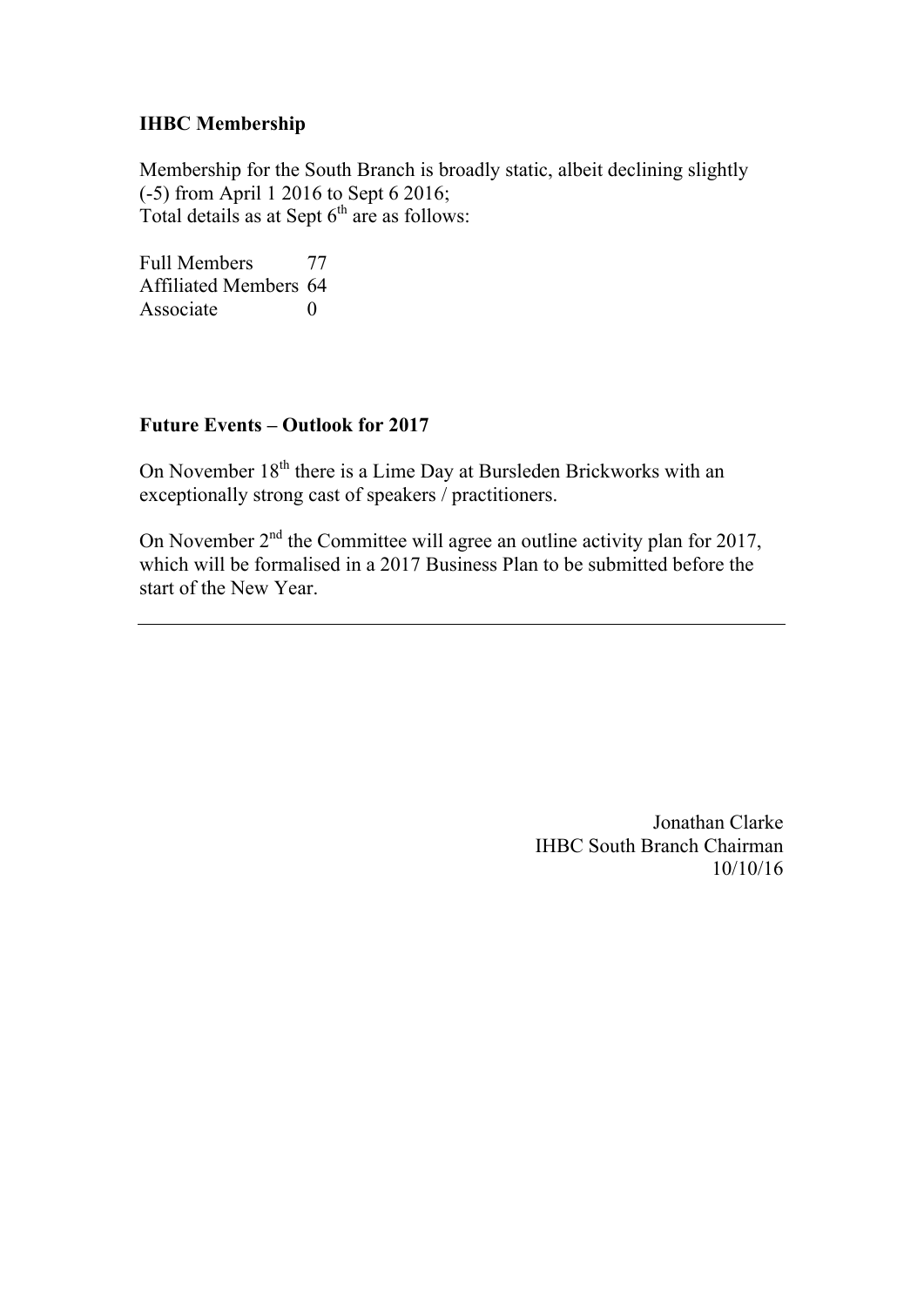**IHBC Membership**

Membership for the South Branch is broadly static, albeit declining slightly (-5) from April 1 2016 to Sept 6 2016;
Total details as at Sept 6th are as follows:

| | |
|---|---|
| Full Members | 77 |
| Affiliated Members | 64 |
| Associate | 0 |

**Future Events – Outlook for 2017**

On November 18th there is a Lime Day at Bursleden Brickworks with an exceptionally strong cast of speakers / practitioners.

On November 2nd the Committee will agree an outline activity plan for 2017, which will be formalised in a 2017 Business Plan to be submitted before the start of the New Year.

---

Jonathan Clarke
IHBC South Branch Chairman
10/10/16